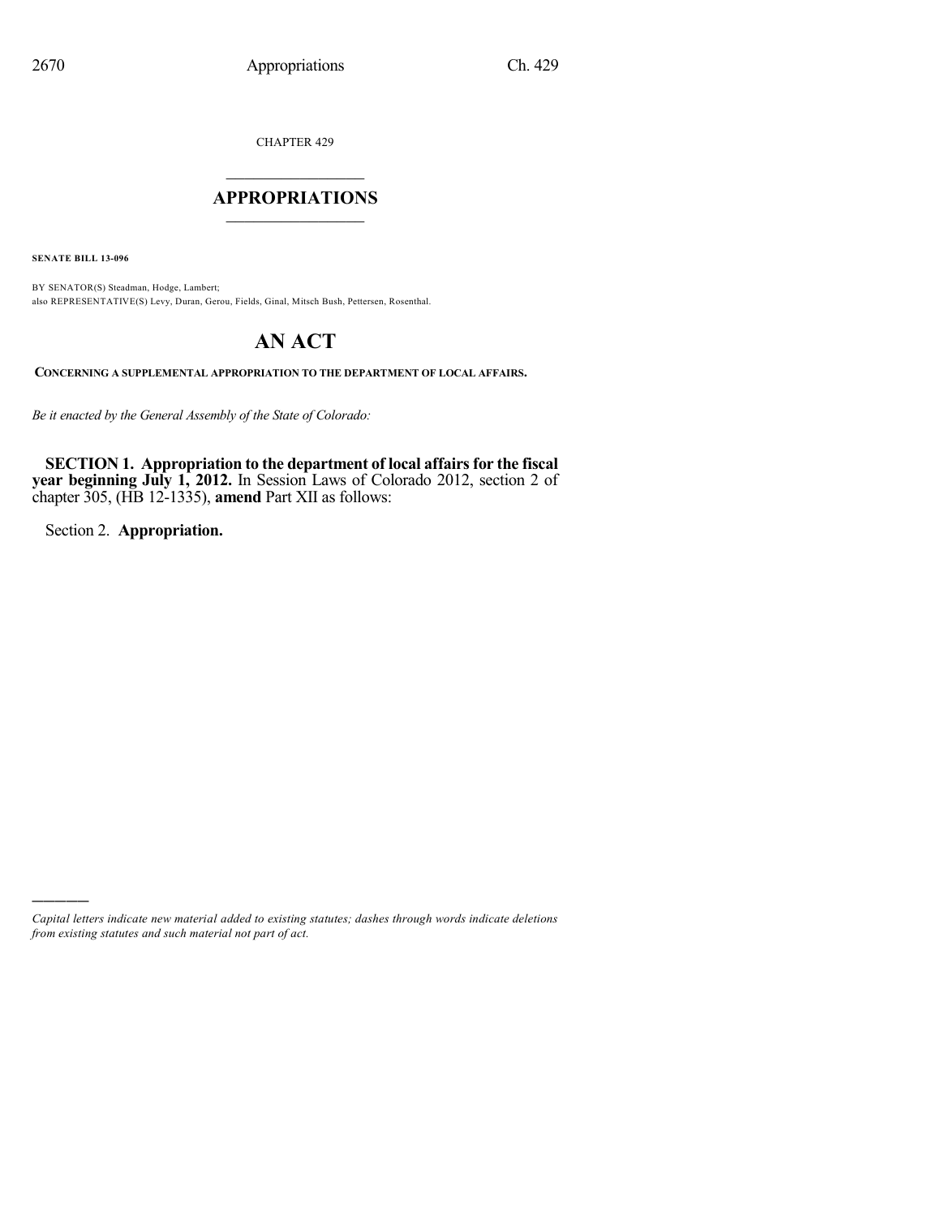CHAPTER 429

# APPROPRIATIONS

**SENATE BILL 13-096**

BY SENATOR(S) Steadman, Hodge, Lambert;
also REPRESENTATIVE(S) Levy, Duran, Gerou, Fields, Ginal, Mitsch Bush, Pettersen, Rosenthal.

# AN ACT

**CONCERNING A SUPPLEMENTAL APPROPRIATION TO THE DEPARTMENT OF LOCAL AFFAIRS.**

*Be it enacted by the General Assembly of the State of Colorado:*

**SECTION 1. Appropriation to the department of local affairs for the fiscal year beginning July 1, 2012.** In Session Laws of Colorado 2012, section 2 of chapter 305, (HB 12-1335), **amend** Part XII as follows:

Section 2. **Appropriation.**

---

*Capital letters indicate new material added to existing statutes; dashes through words indicate deletions from existing statutes and such material not part of act.*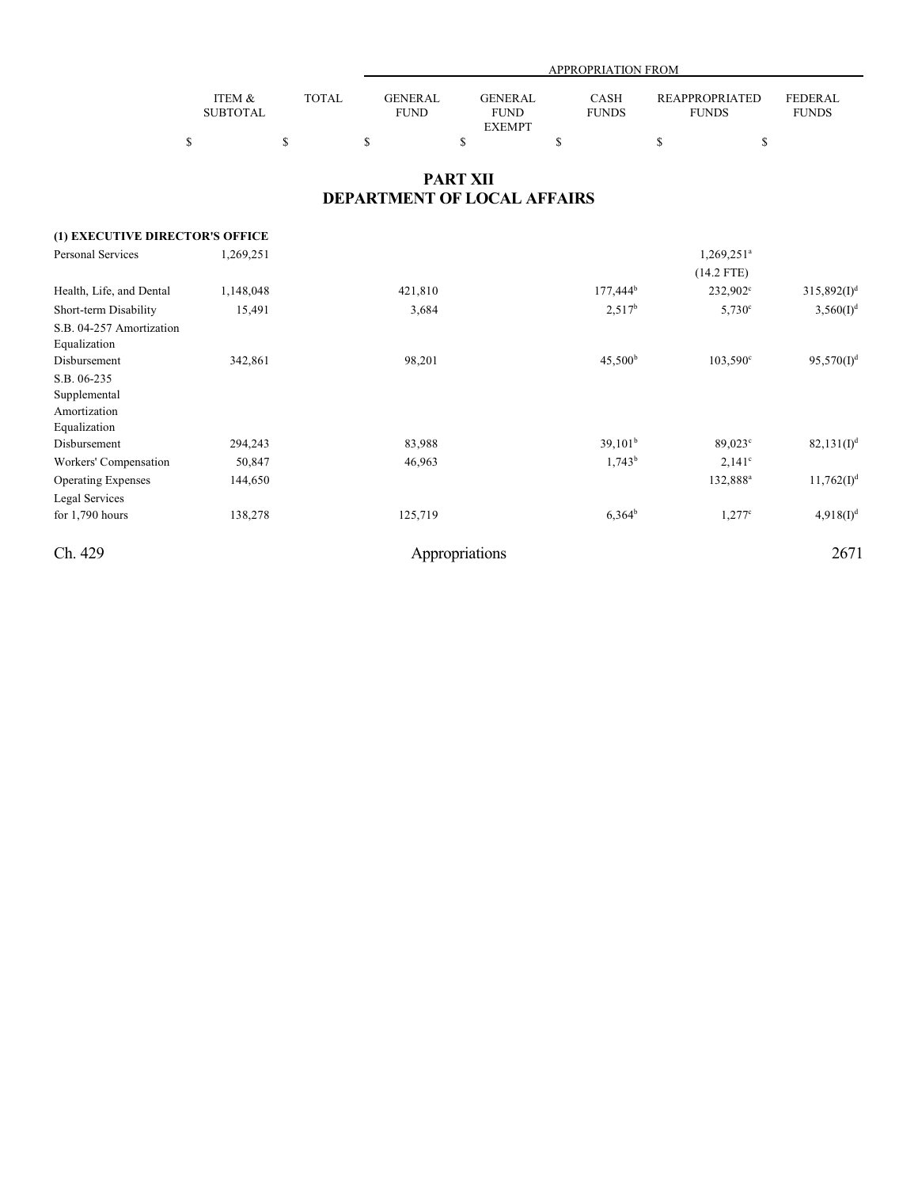# PART XII
## DEPARTMENT OF LOCAL AFFAIRS

| | ITEM & SUBTOTAL | TOTAL | GENERAL FUND | GENERAL FUND EXEMPT | CASH FUNDS | REAPPROPRIATED FUNDS | FEDERAL FUNDS |
|---|---|---|---|---|---|---|---|
| | | | APPROPRIATION FROM | | | | |
| | $ | $ | $ | $ | $ | $ | $ |
| **(1) EXECUTIVE DIRECTOR'S OFFICE** | | | | | | | |
| Personal Services | 1,269,251 | | | | | 1,269,251[a] (14.2 FTE) | |
| Health, Life, and Dental | 1,148,048 | | 421,810 | | 177,444[b] | 232,902[c] | 315,892(I)[d] |
| Short-term Disability | 15,491 | | 3,684 | | 2,517[b] | 5,730[c] | 3,560(I)[d] |
| S.B. 04-257 Amortization Equalization Disbursement | 342,861 | | 98,201 | | 45,500[b] | 103,590[c] | 95,570(I)[d] |
| S.B. 06-235 Supplemental Amortization Equalization Disbursement | 294,243 | | 83,988 | | 39,101[b] | 89,023[c] | 82,131(I)[d] |
| Workers' Compensation | 50,847 | | 46,963 | | 1,743[b] | 2,141[c] | |
| Operating Expenses | 144,650 | | | | | 132,888[a] | 11,762(I)[d] |
| Legal Services for 1,790 hours | 138,278 | | 125,719 | | 6,364[b] | 1,277[c] | 4,918(I)[d] |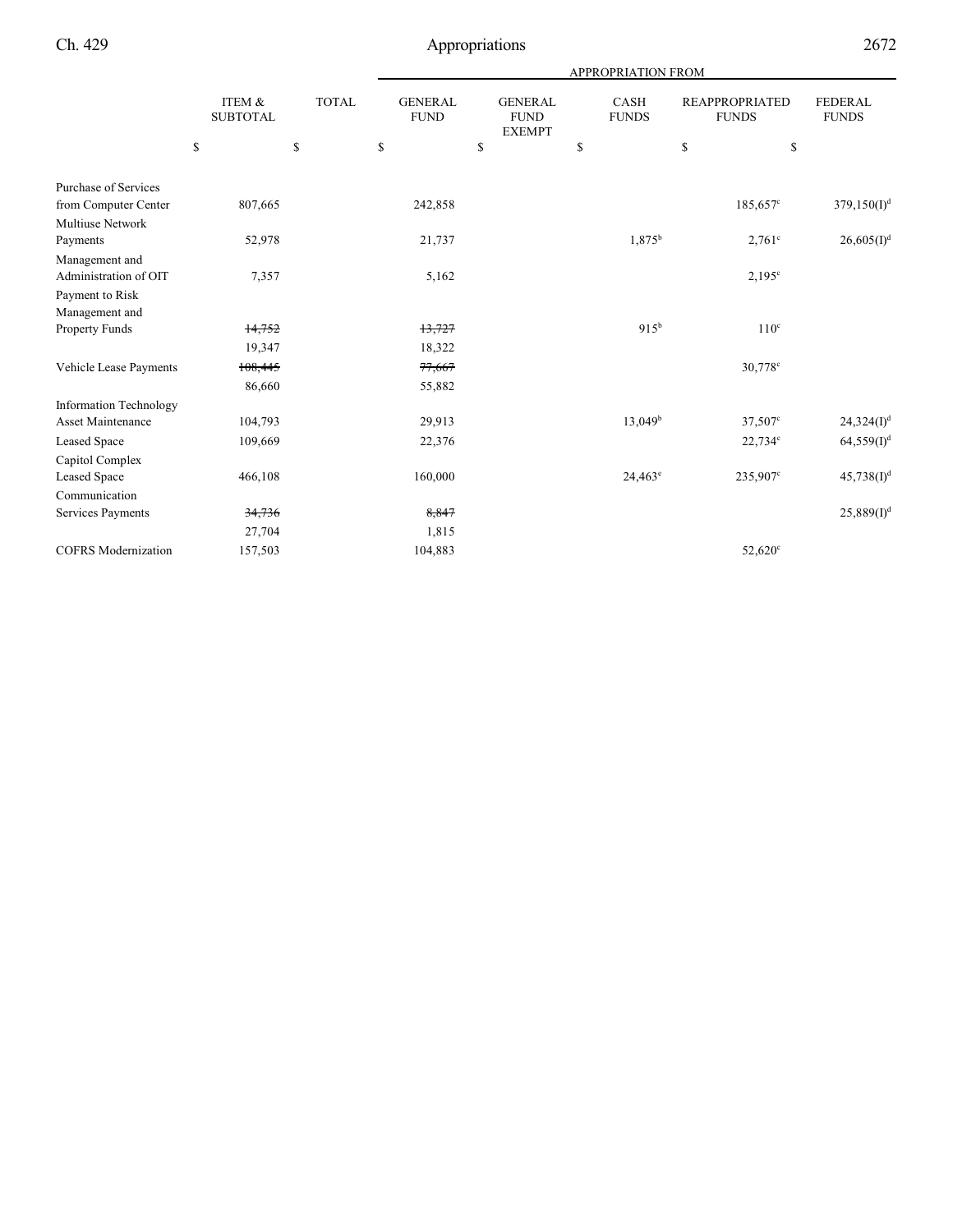| | ITEM & SUBTOTAL | TOTAL | APPROPRIATION FROM GENERAL FUND | GENERAL FUND EXEMPT | CASH FUNDS | REAPPROPRIATED FUNDS | FEDERAL FUNDS |
|---|---|---|---|---|---|---|---|
| | $ | $ | $ | $ | $ | $ | $ |
| Purchase of Services from Computer Center | 807,665 | | 242,858 | | | 185,657[c] | 379,150(I)[d] |
| Multiuse Network Payments | 52,978 | | 21,737 | | 1,875[b] | 2,761[c] | 26,605(I)[d] |
| Management and Administration of OIT | 7,357 | | 5,162 | | | 2,195[c] | |
| Payment to Risk Management and Property Funds | ~~14,752~~ 19,347 | | ~~13,727~~ 18,322 | | 915[b] | 110[c] | |
| Vehicle Lease Payments | ~~108,445~~ 86,660 | | ~~77,667~~ 55,882 | | | 30,778[c] | |
| Information Technology Asset Maintenance | 104,793 | | 29,913 | | 13,049[b] | 37,507[c] | 24,324(I)[d] |
| Leased Space | 109,669 | | 22,376 | | | 22,734[c] | 64,559(I)[d] |
| Capitol Complex Leased Space | 466,108 | | 160,000 | | 24,463[e] | 235,907[c] | 45,738(I)[d] |
| Communication Services Payments | ~~34,736~~ 27,704 | | ~~8,847~~ 1,815 | | | | 25,889(I)[d] |
| COFRS Modernization | 157,503 | | 104,883 | | | 52,620[c] | |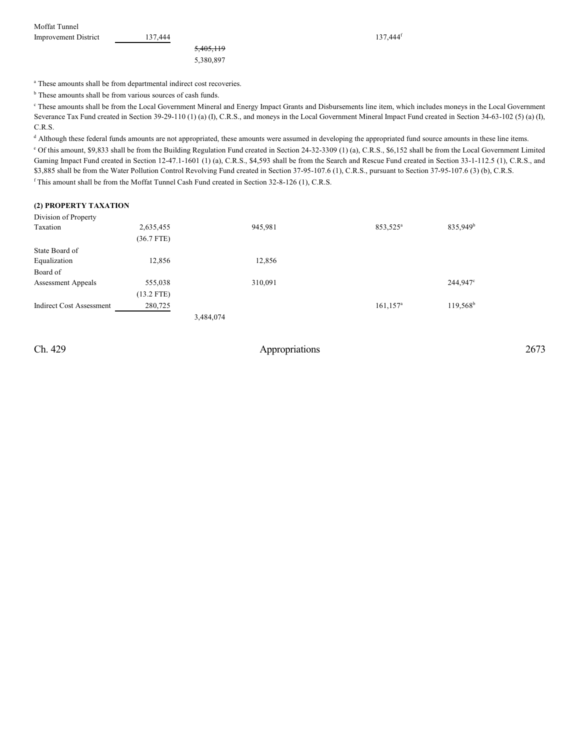| | | | | | | |
|---|---|---|---|---|---|---|
| Moffat Tunnel Improvement District | 137,444 | | | 137,444[f] | | |
| | | ~~5,405,119~~ 5,380,897 | | | | |

[a] These amounts shall be from departmental indirect cost recoveries.

[b] These amounts shall be from various sources of cash funds.

[c] These amounts shall be from the Local Government Mineral and Energy Impact Grants and Disbursements line item, which includes moneys in the Local Government Severance Tax Fund created in Section 39-29-110 (1) (a) (I), C.R.S., and moneys in the Local Government Mineral Impact Fund created in Section 34-63-102 (5) (a) (I), C.R.S.

[d] Although these federal funds amounts are not appropriated, these amounts were assumed in developing the appropriated fund source amounts in these line items.

[e] Of this amount, $9,833 shall be from the Building Regulation Fund created in Section 24-32-3309 (1) (a), C.R.S., $6,152 shall be from the Local Government Limited Gaming Impact Fund created in Section 12-47.1-1601 (1) (a), C.R.S., $4,593 shall be from the Search and Rescue Fund created in Section 33-1-112.5 (1), C.R.S., and $3,885 shall be from the Water Pollution Control Revolving Fund created in Section 37-95-107.6 (1), C.R.S., pursuant to Section 37-95-107.6 (3) (b), C.R.S.

[f] This amount shall be from the Moffat Tunnel Cash Fund created in Section 32-8-126 (1), C.R.S.

**(2) PROPERTY TAXATION**

| | | | | | | |
|---|---|---|---|---|---|---|
| Division of Property Taxation | 2,635,455 (36.7 FTE) | | 945,981 | | 853,525[a] | 835,949[b] |
| State Board of Equalization | 12,856 | | 12,856 | | | |
| Board of Assessment Appeals | 555,038 (13.2 FTE) | | 310,091 | | | 244,947[c] |
| Indirect Cost Assessment | 280,725 | | | | 161,157[a] | 119,568[b] |
| | | 3,484,074 | | | | |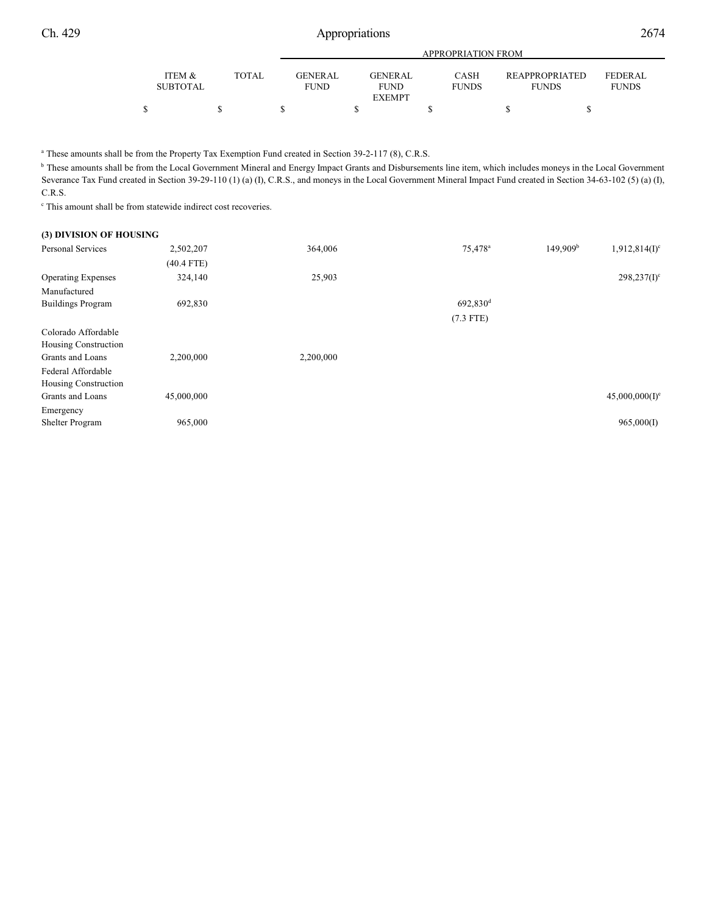| | ITEM & SUBTOTAL | TOTAL | APPROPRIATION FROM GENERAL FUND | GENERAL FUND EXEMPT | CASH FUNDS | REAPPROPRIATED FUNDS | FEDERAL FUNDS |
|---|---|---|---|---|---|---|---|
| | $ | $ | $ | $ | $ | $ | $ |

[a] These amounts shall be from the Property Tax Exemption Fund created in Section 39-2-117 (8), C.R.S.

[b] These amounts shall be from the Local Government Mineral and Energy Impact Grants and Disbursements line item, which includes moneys in the Local Government Severance Tax Fund created in Section 39-29-110 (1) (a) (I), C.R.S., and moneys in the Local Government Mineral Impact Fund created in Section 34-63-102 (5) (a) (I), C.R.S.

[c] This amount shall be from statewide indirect cost recoveries.

**(3) DIVISION OF HOUSING**

| | ITEM & SUBTOTAL | TOTAL | GENERAL FUND | GENERAL FUND EXEMPT | CASH FUNDS | REAPPROPRIATED FUNDS | FEDERAL FUNDS |
|---|---|---|---|---|---|---|---|
| Personal Services | 2,502,207 | | 364,006 | | 75,478[a] | 149,909[b] | 1,912,814(I)[c] |
| | (40.4 FTE) | | | | | | |
| Operating Expenses | 324,140 | | 25,903 | | | | 298,237(I)[c] |
| Manufactured Buildings Program | 692,830 | | | | 692,830[d] | | |
| | | | | | (7.3 FTE) | | |
| Colorado Affordable Housing Construction Grants and Loans | 2,200,000 | | 2,200,000 | | | | |
| Federal Affordable Housing Construction Grants and Loans | 45,000,000 | | | | | | 45,000,000(I)[e] |
| Emergency Shelter Program | 965,000 | | | | | | 965,000(I) |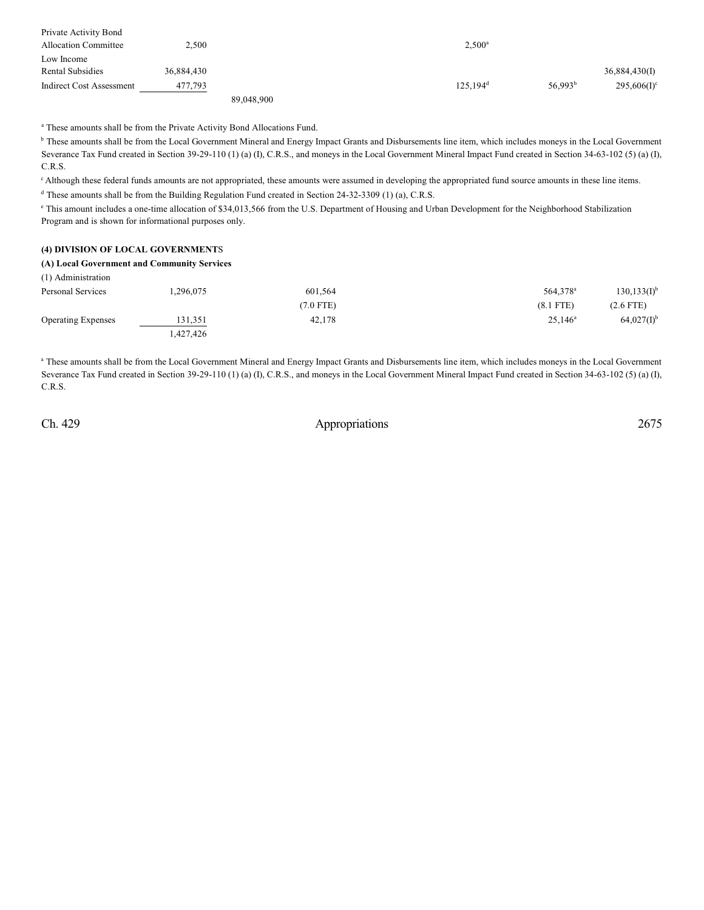| | | | | | | |
|---|---|---|---|---|---|---|
| Private Activity Bond Allocation Committee | 2,500 | | | 2,500[a] | | |
| Low Income Rental Subsidies | 36,884,430 | | | | | 36,884,430(I) |
| Indirect Cost Assessment | 477,793 | | | 125,194[d] | 56,993[b] | 295,606(I)[c] |
| | | 89,048,900 | | | | |

[a] These amounts shall be from the Private Activity Bond Allocations Fund.

[b] These amounts shall be from the Local Government Mineral and Energy Impact Grants and Disbursements line item, which includes moneys in the Local Government Severance Tax Fund created in Section 39-29-110 (1) (a) (I), C.R.S., and moneys in the Local Government Mineral Impact Fund created in Section 34-63-102 (5) (a) (I), C.R.S.

[c] Although these federal funds amounts are not appropriated, these amounts were assumed in developing the appropriated fund source amounts in these line items.

[d] These amounts shall be from the Building Regulation Fund created in Section 24-32-3309 (1) (a), C.R.S.

[e] This amount includes a one-time allocation of $34,013,566 from the U.S. Department of Housing and Urban Development for the Neighborhood Stabilization Program and is shown for informational purposes only.

**(4) DIVISION OF LOCAL GOVERNMENTS**

**(A) Local Government and Community Services**

(1) Administration

| | | | | | | |
|---|---|---|---|---|---|---|
| Personal Services | 1,296,075 | | 601,564 | | 564,378[a] | 130,133(I)[b] |
| | | | (7.0 FTE) | | (8.1 FTE) | (2.6 FTE) |
| Operating Expenses | 131,351 | | 42,178 | | 25,146[a] | 64,027(I)[b] |
| | 1,427,426 | | | | | |

[a] These amounts shall be from the Local Government Mineral and Energy Impact Grants and Disbursements line item, which includes moneys in the Local Government Severance Tax Fund created in Section 39-29-110 (1) (a) (I), C.R.S., and moneys in the Local Government Mineral Impact Fund created in Section 34-63-102 (5) (a) (I), C.R.S.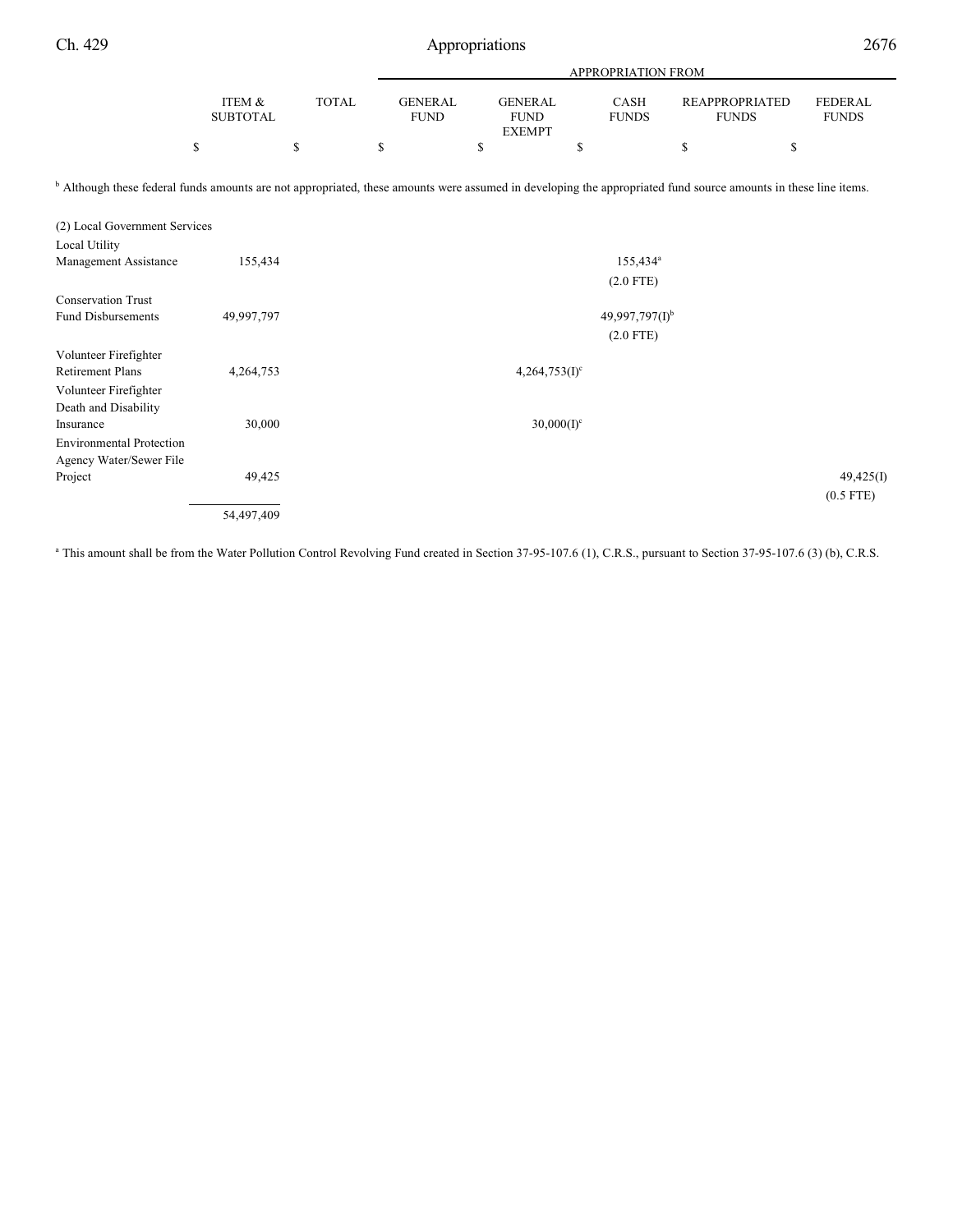| | ITEM & SUBTOTAL | TOTAL | GENERAL FUND | GENERAL FUND EXEMPT | CASH FUNDS | REAPPROPRIATED FUNDS | FEDERAL FUNDS |
|---|---|---|---|---|---|---|---|
| | | | APPROPRIATION FROM | | | | |
| | $ | $ | $ | $ | $ | $ | $ |

[b] Although these federal funds amounts are not appropriated, these amounts were assumed in developing the appropriated fund source amounts in these line items.

| | ITEM & SUBTOTAL | TOTAL | GENERAL FUND | GENERAL FUND EXEMPT | CASH FUNDS | REAPPROPRIATED FUNDS | FEDERAL FUNDS |
|---|---|---|---|---|---|---|---|
| (2) Local Government Services | | | | | | | |
| Local Utility Management Assistance | 155,434 | | | | 155,434[a] (2.0 FTE) | | |
| Conservation Trust Fund Disbursements | 49,997,797 | | | | 49,997,797(I)[b] (2.0 FTE) | | |
| Volunteer Firefighter Retirement Plans | 4,264,753 | | | 4,264,753(I)[c] | | | |
| Volunteer Firefighter Death and Disability Insurance | 30,000 | | | 30,000(I)[c] | | | |
| Environmental Protection Agency Water/Sewer File Project | 49,425 | | | | | | 49,425(I) (0.5 FTE) |
| | 54,497,409 | | | | | | |

[a] This amount shall be from the Water Pollution Control Revolving Fund created in Section 37-95-107.6 (1), C.R.S., pursuant to Section 37-95-107.6 (3) (b), C.R.S.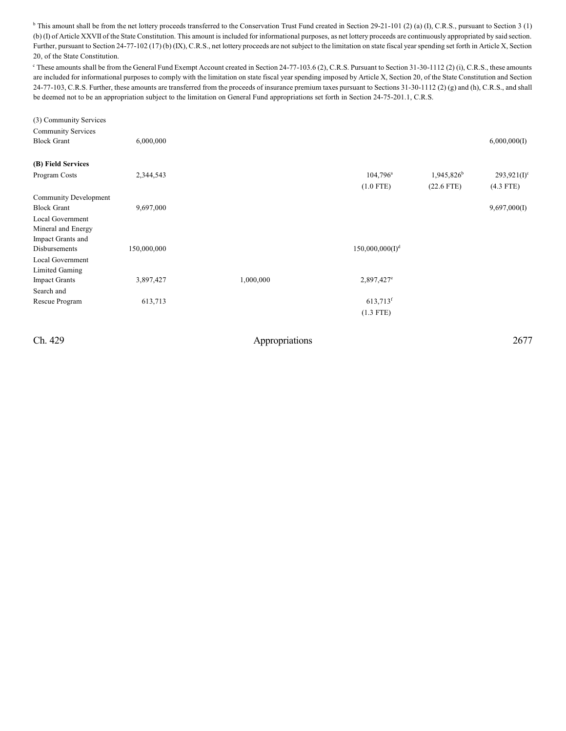[b] This amount shall be from the net lottery proceeds transferred to the Conservation Trust Fund created in Section 29-21-101 (2) (a) (I), C.R.S., pursuant to Section 3 (1) (b) (I) of Article XXVII of the State Constitution. This amount is included for informational purposes, as net lottery proceeds are continuously appropriated by said section. Further, pursuant to Section 24-77-102 (17) (b) (IX), C.R.S., net lottery proceeds are not subject to the limitation on state fiscal year spending set forth in Article X, Section 20, of the State Constitution.

[c] These amounts shall be from the General Fund Exempt Account created in Section 24-77-103.6 (2), C.R.S. Pursuant to Section 31-30-1112 (2) (i), C.R.S., these amounts are included for informational purposes to comply with the limitation on state fiscal year spending imposed by Article X, Section 20, of the State Constitution and Section 24-77-103, C.R.S. Further, these amounts are transferred from the proceeds of insurance premium taxes pursuant to Sections 31-30-1112 (2) (g) and (h), C.R.S., and shall be deemed not to be an appropriation subject to the limitation on General Fund appropriations set forth in Section 24-75-201.1, C.R.S.

| | | | | | | |
|---|---|---|---|---|---|---|
| (3) Community Services | | | | | | |
| Community Services Block Grant | 6,000,000 | | | | | 6,000,000(I) |
| **(B) Field Services** | | | | | | |
| Program Costs | 2,344,543 | | | 104,796[a] (1.0 FTE) | 1,945,826[b] (22.6 FTE) | 293,921(I)[c] (4.3 FTE) |
| Community Development Block Grant | 9,697,000 | | | | | 9,697,000(I) |
| Local Government Mineral and Energy Impact Grants and Disbursements | 150,000,000 | | | 150,000,000(I)[d] | | |
| Local Government Limited Gaming Impact Grants | 3,897,427 | | 1,000,000 | 2,897,427[e] | | |
| Search and Rescue Program | 613,713 | | | 613,713[f] (1.3 FTE) | | |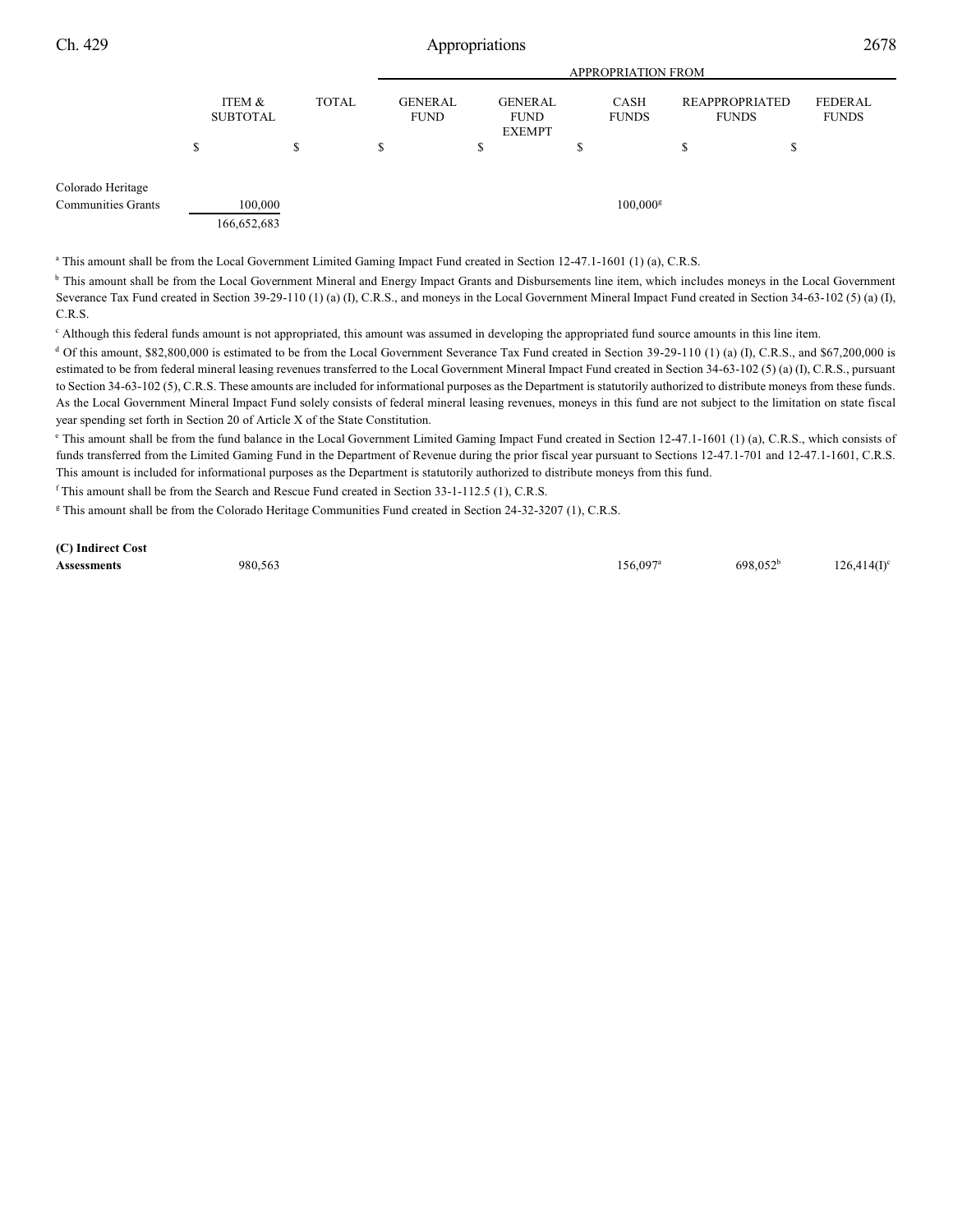| | ITEM & SUBTOTAL | TOTAL | APPROPRIATION FROM GENERAL FUND | GENERAL FUND EXEMPT | CASH FUNDS | REAPPROPRIATED FUNDS | FEDERAL FUNDS |
|---|---|---|---|---|---|---|---|
| | $ | $ | $ | $ | $ | $ | $ |
| Colorado Heritage Communities Grants | 100,000 | | | | 100,000[g] | | |
| | 166,652,683 | | | | | | |

[a] This amount shall be from the Local Government Limited Gaming Impact Fund created in Section 12-47.1-1601 (1) (a), C.R.S.

[b] This amount shall be from the Local Government Mineral and Energy Impact Grants and Disbursements line item, which includes moneys in the Local Government Severance Tax Fund created in Section 39-29-110 (1) (a) (I), C.R.S., and moneys in the Local Government Mineral Impact Fund created in Section 34-63-102 (5) (a) (I), C.R.S.

[c] Although this federal funds amount is not appropriated, this amount was assumed in developing the appropriated fund source amounts in this line item.

[d] Of this amount, $82,800,000 is estimated to be from the Local Government Severance Tax Fund created in Section 39-29-110 (1) (a) (I), C.R.S., and $67,200,000 is estimated to be from federal mineral leasing revenues transferred to the Local Government Mineral Impact Fund created in Section 34-63-102 (5) (a) (I), C.R.S., pursuant to Section 34-63-102 (5), C.R.S. These amounts are included for informational purposes as the Department is statutorily authorized to distribute moneys from these funds. As the Local Government Mineral Impact Fund solely consists of federal mineral leasing revenues, moneys in this fund are not subject to the limitation on state fiscal year spending set forth in Section 20 of Article X of the State Constitution.

[e] This amount shall be from the fund balance in the Local Government Limited Gaming Impact Fund created in Section 12-47.1-1601 (1) (a), C.R.S., which consists of funds transferred from the Limited Gaming Fund in the Department of Revenue during the prior fiscal year pursuant to Sections 12-47.1-701 and 12-47.1-1601, C.R.S. This amount is included for informational purposes as the Department is statutorily authorized to distribute moneys from this fund.

[f] This amount shall be from the Search and Rescue Fund created in Section 33-1-112.5 (1), C.R.S.

[g] This amount shall be from the Colorado Heritage Communities Fund created in Section 24-32-3207 (1), C.R.S.

| | ITEM & SUBTOTAL | TOTAL | GENERAL FUND | GENERAL FUND EXEMPT | CASH FUNDS | REAPPROPRIATED FUNDS | FEDERAL FUNDS |
|---|---|---|---|---|---|---|---|
| **(C) Indirect Cost Assessments** | 980,563 | | | | 156,097[a] | 698,052[b] | 126,414(I)[c] |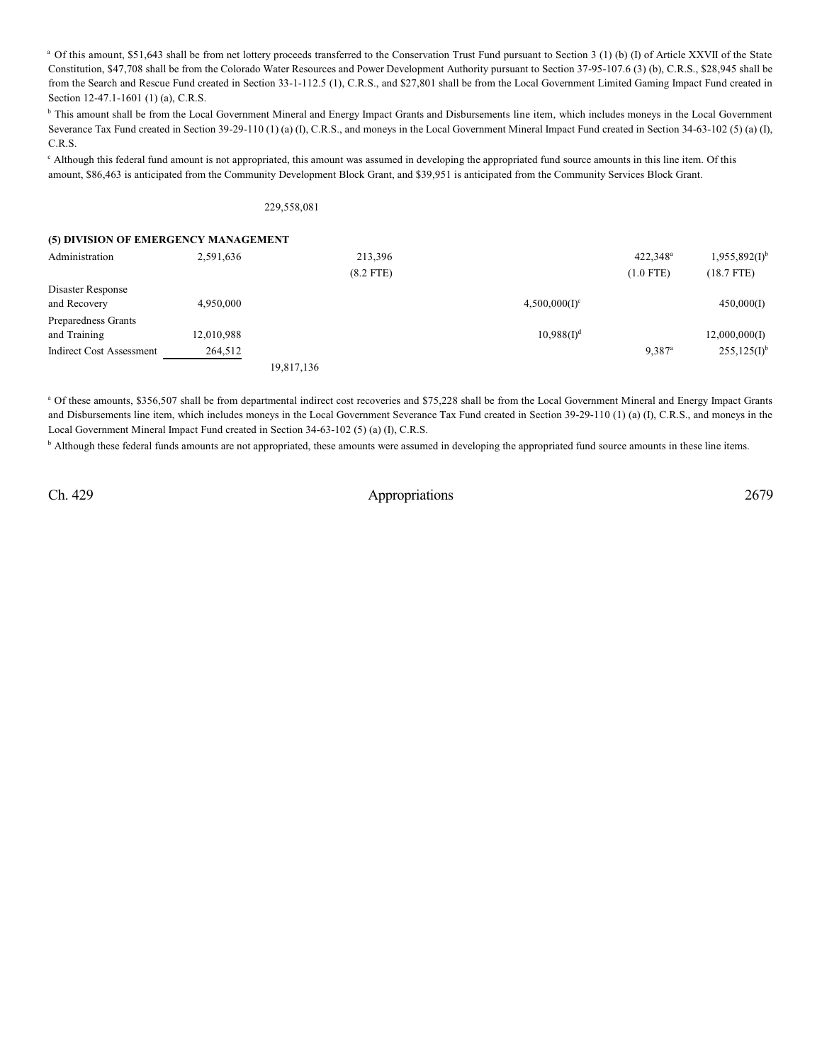[a] Of this amount, $51,643 shall be from net lottery proceeds transferred to the Conservation Trust Fund pursuant to Section 3 (1) (b) (I) of Article XXVII of the State Constitution, $47,708 shall be from the Colorado Water Resources and Power Development Authority pursuant to Section 37-95-107.6 (3) (b), C.R.S., $28,945 shall be from the Search and Rescue Fund created in Section 33-1-112.5 (1), C.R.S., and $27,801 shall be from the Local Government Limited Gaming Impact Fund created in Section 12-47.1-1601 (1) (a), C.R.S.

[b] This amount shall be from the Local Government Mineral and Energy Impact Grants and Disbursements line item, which includes moneys in the Local Government Severance Tax Fund created in Section 39-29-110 (1) (a) (I), C.R.S., and moneys in the Local Government Mineral Impact Fund created in Section 34-63-102 (5) (a) (I), C.R.S.

[c] Although this federal fund amount is not appropriated, this amount was assumed in developing the appropriated fund source amounts in this line item. Of this amount, $86,463 is anticipated from the Community Development Block Grant, and $39,951 is anticipated from the Community Services Block Grant.

229,558,081

**(5) DIVISION OF EMERGENCY MANAGEMENT**

| | | | | | | |
|---|---|---|---|---|---|---|
| Administration | 2,591,636 | | 213,396 (8.2 FTE) | | 422,348[a] (1.0 FTE) | 1,955,892(I)[b] (18.7 FTE) |
| Disaster Response and Recovery | 4,950,000 | | | 4,500,000(I)[c] | | 450,000(I) |
| Preparedness Grants and Training | 12,010,988 | | | 10,988(I)[d] | | 12,000,000(I) |
| Indirect Cost Assessment | 264,512 | | | | 9,387[a] | 255,125(I)[b] |
| | | 19,817,136 | | | | |

[a] Of these amounts, $356,507 shall be from departmental indirect cost recoveries and $75,228 shall be from the Local Government Mineral and Energy Impact Grants and Disbursements line item, which includes moneys in the Local Government Severance Tax Fund created in Section 39-29-110 (1) (a) (I), C.R.S., and moneys in the Local Government Mineral Impact Fund created in Section 34-63-102 (5) (a) (I), C.R.S.

[b] Although these federal funds amounts are not appropriated, these amounts were assumed in developing the appropriated fund source amounts in these line items.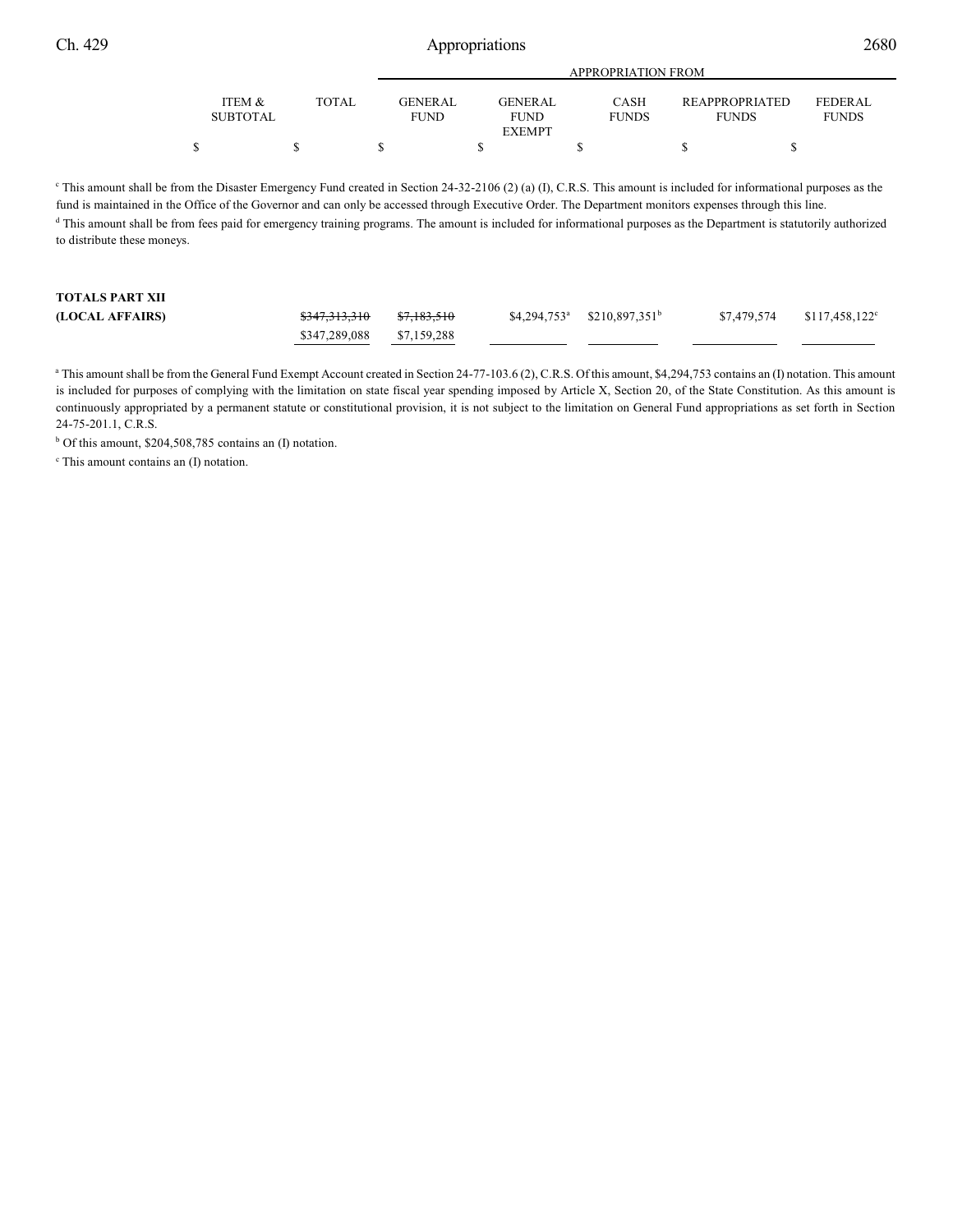| | ITEM & SUBTOTAL | TOTAL | APPROPRIATION FROM GENERAL FUND | GENERAL FUND EXEMPT | CASH FUNDS | REAPPROPRIATED FUNDS | FEDERAL FUNDS |
|---|---|---|---|---|---|---|---|
| | $ | $ | $ | $ | $ | $ | $ |

[c] This amount shall be from the Disaster Emergency Fund created in Section 24-32-2106 (2) (a) (I), C.R.S. This amount is included for informational purposes as the fund is maintained in the Office of the Governor and can only be accessed through Executive Order. The Department monitors expenses through this line.

[d] This amount shall be from fees paid for emergency training programs. The amount is included for informational purposes as the Department is statutorily authorized to distribute these moneys.

| | ITEM & SUBTOTAL | TOTAL | GENERAL FUND | GENERAL FUND EXEMPT | CASH FUNDS | REAPPROPRIATED FUNDS | FEDERAL FUNDS |
|---|---|---|---|---|---|---|---|
| **TOTALS PART XII (LOCAL AFFAIRS)** | | ~~$347,313,310~~ $347,289,088 | ~~$7,183,510~~ $7,159,288 | $4,294,753[a] | $210,897,351[b] | $7,479,574 | $117,458,122[c] |

[a] This amount shall be from the General Fund Exempt Account created in Section 24-77-103.6 (2), C.R.S. Of this amount, $4,294,753 contains an (I) notation. This amount is included for purposes of complying with the limitation on state fiscal year spending imposed by Article X, Section 20, of the State Constitution. As this amount is continuously appropriated by a permanent statute or constitutional provision, it is not subject to the limitation on General Fund appropriations as set forth in Section 24-75-201.1, C.R.S.

[b] Of this amount, $204,508,785 contains an (I) notation.

[c] This amount contains an (I) notation.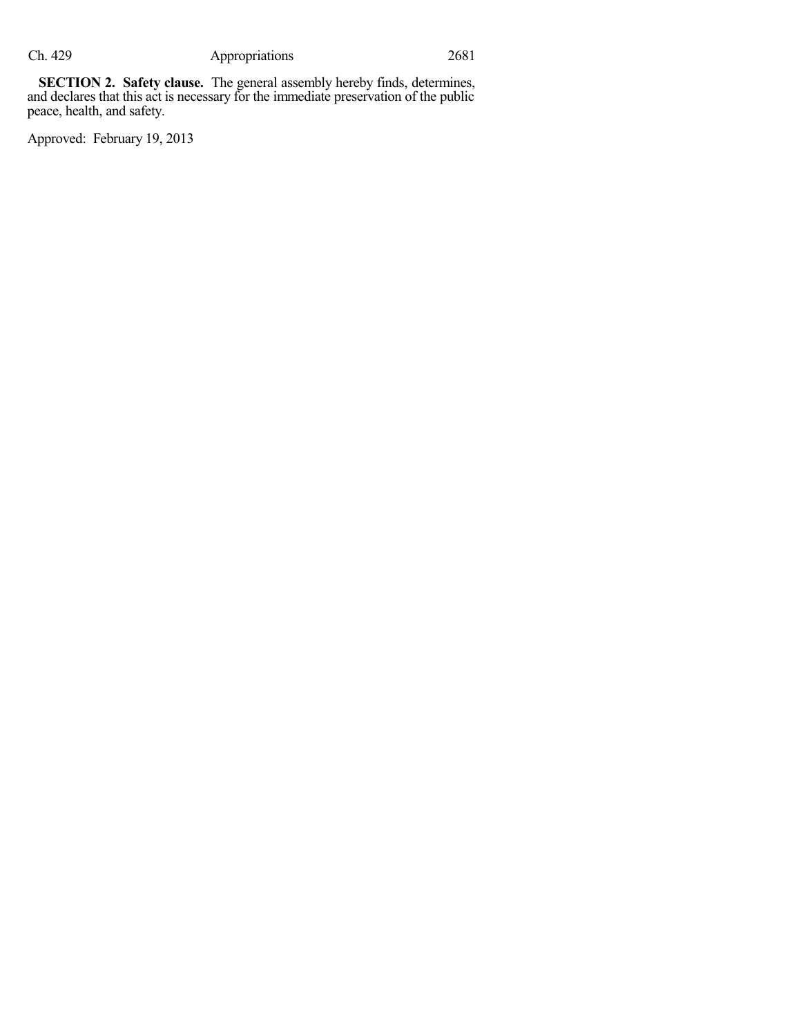**SECTION 2. Safety clause.** The general assembly hereby finds, determines, and declares that this act is necessary for the immediate preservation of the public peace, health, and safety.

Approved: February 19, 2013